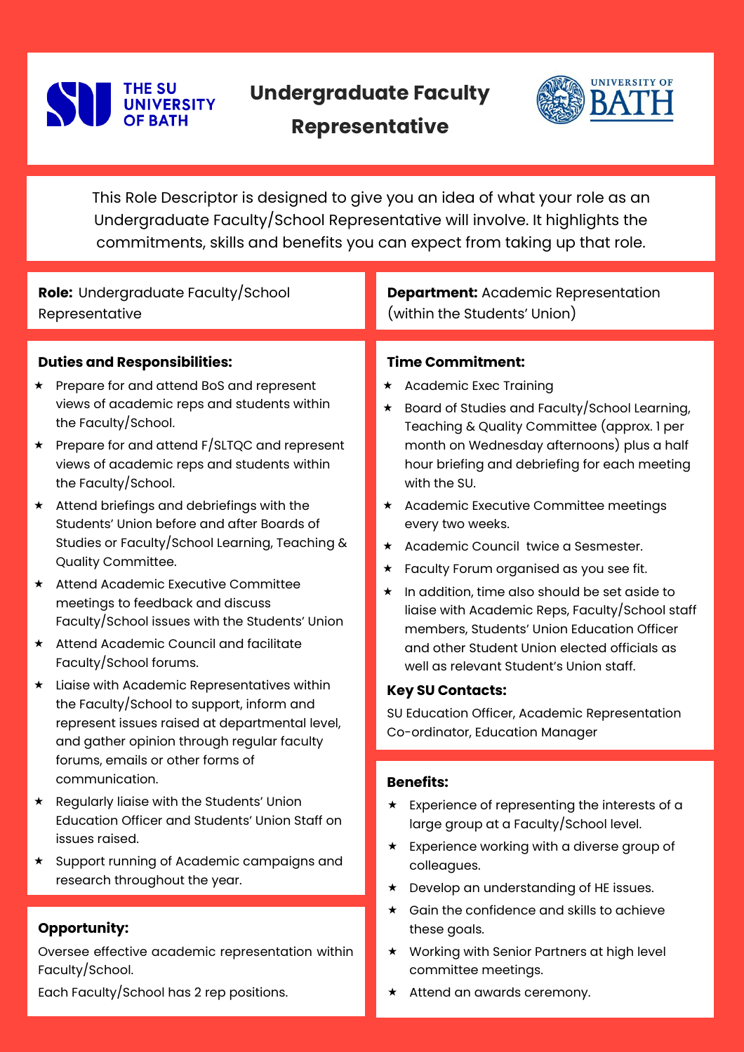THE SU UNIVERSITY OF BATH

# Undergraduate Faculty Representative

UNIVERSITY OF BATH

This Role Descriptor is designed to give you an idea of what your role as an Undergraduate Faculty/School Representative will involve. It highlights the commitments, skills and benefits you can expect from taking up that role.

**Role:** Undergraduate Faculty/School Representative

**Department:** Academic Representation (within the Students' Union)

### Duties and Responsibilities:

- Prepare for and attend BoS and represent views of academic reps and students within the Faculty/School.
- Prepare for and attend F/SLTQC and represent views of academic reps and students within the Faculty/School.
- Attend briefings and debriefings with the Students' Union before and after Boards of Studies or Faculty/School Learning, Teaching & Quality Committee.
- Attend Academic Executive Committee meetings to feedback and discuss Faculty/School issues with the Students' Union
- Attend Academic Council and facilitate Faculty/School forums.
- Liaise with Academic Representatives within the Faculty/School to support, inform and represent issues raised at departmental level, and gather opinion through regular faculty forums, emails or other forms of communication.
- Regularly liaise with the Students' Union Education Officer and Students' Union Staff on issues raised.
- Support running of Academic campaigns and research throughout the year.

### Opportunity:

Oversee effective academic representation within Faculty/School.

Each Faculty/School has 2 rep positions.

### Time Commitment:

- Academic Exec Training
- Board of Studies and Faculty/School Learning, Teaching & Quality Committee (approx. 1 per month on Wednesday afternoons) plus a half hour briefing and debriefing for each meeting with the SU.
- Academic Executive Committee meetings every two weeks.
- Academic Council twice a Sesmester.
- Faculty Forum organised as you see fit.
- In addition, time also should be set aside to liaise with Academic Reps, Faculty/School staff members, Students' Union Education Officer and other Student Union elected officials as well as relevant Student's Union staff.

### Key SU Contacts:

SU Education Officer, Academic Representation Co-ordinator, Education Manager

### Benefits:

- Experience of representing the interests of a large group at a Faculty/School level.
- Experience working with a diverse group of colleagues.
- Develop an understanding of HE issues.
- Gain the confidence and skills to achieve these goals.
- Working with Senior Partners at high level committee meetings.
- Attend an awards ceremony.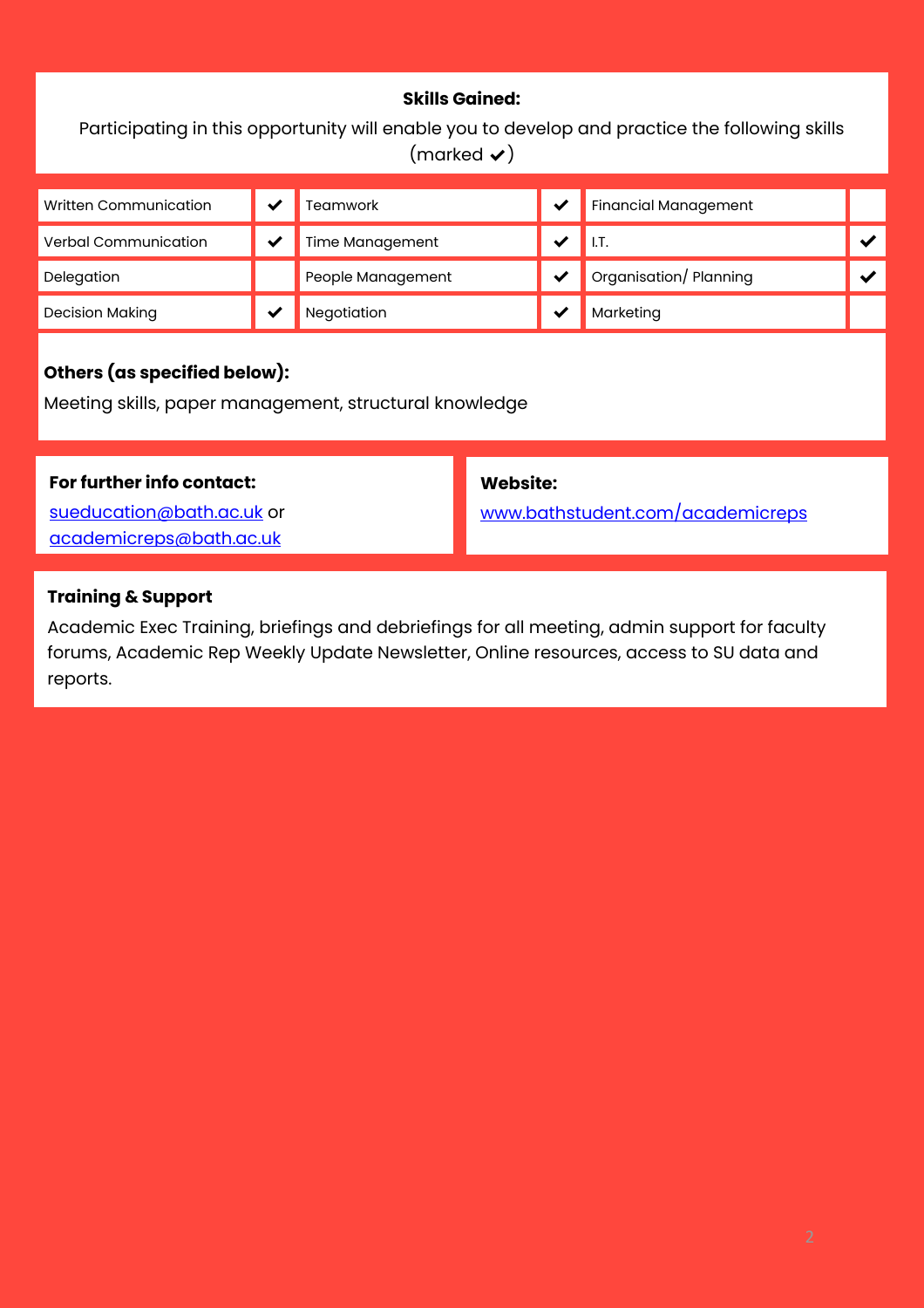**Skills Gained:**

Participating in this opportunity will enable you to develop and practice the following skills (marked ✔)

| | | | | | |
|---|---|---|---|---|---|
| Written Communication | ✔ | Teamwork | ✔ | Financial Management | |
| Verbal Communication | ✔ | Time Management | ✔ | I.T. | ✔ |
| Delegation | | People Management | ✔ | Organisation/ Planning | ✔ |
| Decision Making | ✔ | Negotiation | ✔ | Marketing | |

**Others (as specified below):**

Meeting skills, paper management, structural knowledge

**For further info contact:**

sueducation@bath.ac.uk or academicreps@bath.ac.uk

**Website:**

www.bathstudent.com/academicreps

**Training & Support**

Academic Exec Training, briefings and debriefings for all meeting, admin support for faculty forums, Academic Rep Weekly Update Newsletter, Online resources, access to SU data and reports.